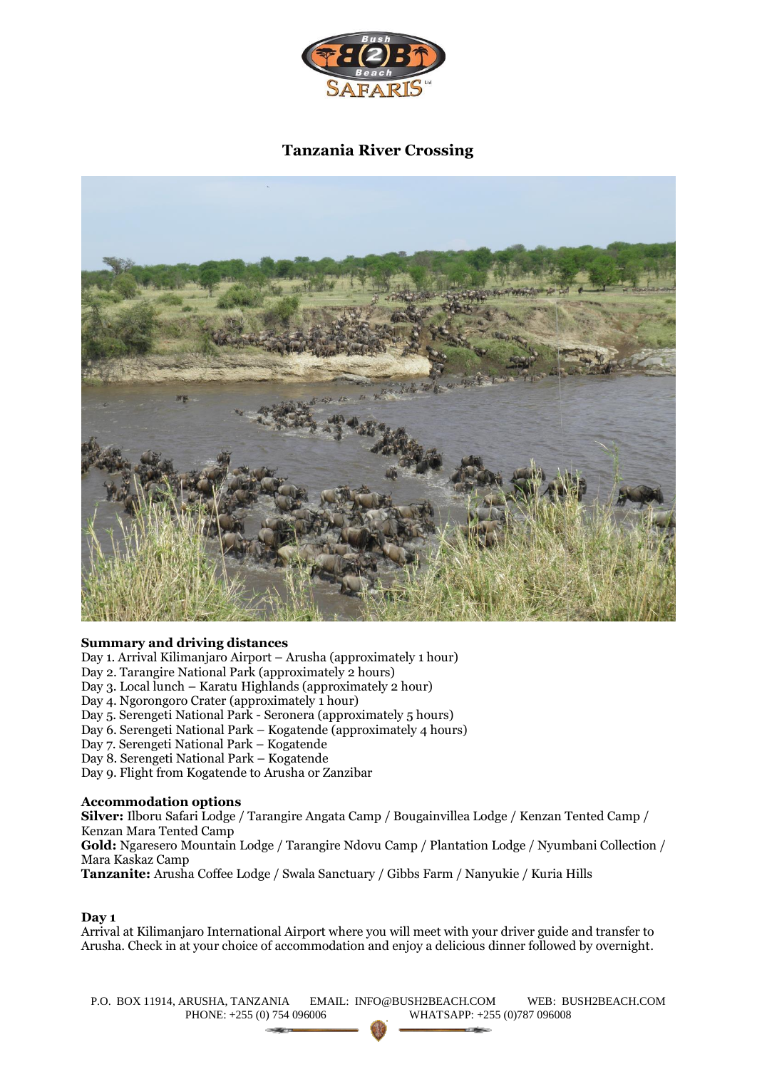# Tanzania River Crossing

**Summary and driving distances**

Day 1. Arrival Kilimanjaro Airport – Arusha (approximately 1 hour)
Day 2. Tarangire National Park (approximately 2 hours)
Day 3. Local lunch – Karatu Highlands (approximately 2 hour)
Day 4. Ngorongoro Crater (approximately 1 hour)
Day 5. Serengeti National Park - Seronera (approximately 5 hours)
Day 6. Serengeti National Park – Kogatende (approximately 4 hours)
Day 7. Serengeti National Park – Kogatende
Day 8. Serengeti National Park – Kogatende
Day 9. Flight from Kogatende to Arusha or Zanzibar

**Accommodation options**

**Silver:** Ilboru Safari Lodge / Tarangire Angata Camp / Bougainvillea Lodge / Kenzan Tented Camp / Kenzan Mara Tented Camp
**Gold:** Ngaresero Mountain Lodge / Tarangire Ndovu Camp / Plantation Lodge / Nyumbani Collection / Mara Kaskaz Camp
**Tanzanite:** Arusha Coffee Lodge / Swala Sanctuary / Gibbs Farm / Nanyukie / Kuria Hills

**Day 1**

Arrival at Kilimanjaro International Airport where you will meet with your driver guide and transfer to Arusha. Check in at your choice of accommodation and enjoy a delicious dinner followed by overnight.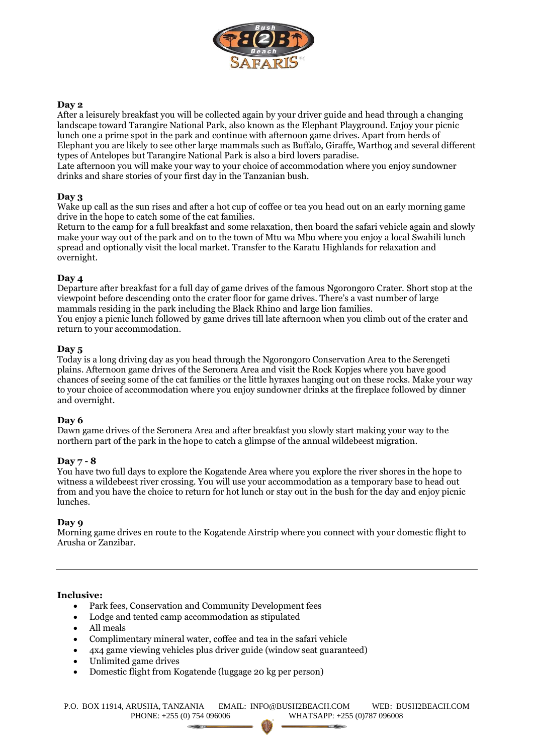**Day 2**
After a leisurely breakfast you will be collected again by your driver guide and head through a changing landscape toward Tarangire National Park, also known as the Elephant Playground. Enjoy your picnic lunch one a prime spot in the park and continue with afternoon game drives. Apart from herds of Elephant you are likely to see other large mammals such as Buffalo, Giraffe, Warthog and several different types of Antelopes but Tarangire National Park is also a bird lovers paradise.
Late afternoon you will make your way to your choice of accommodation where you enjoy sundowner drinks and share stories of your first day in the Tanzanian bush.

**Day 3**
Wake up call as the sun rises and after a hot cup of coffee or tea you head out on an early morning game drive in the hope to catch some of the cat families.
Return to the camp for a full breakfast and some relaxation, then board the safari vehicle again and slowly make your way out of the park and on to the town of Mtu wa Mbu where you enjoy a local Swahili lunch spread and optionally visit the local market. Transfer to the Karatu Highlands for relaxation and overnight.

**Day 4**
Departure after breakfast for a full day of game drives of the famous Ngorongoro Crater. Short stop at the viewpoint before descending onto the crater floor for game drives. There's a vast number of large mammals residing in the park including the Black Rhino and large lion families.
You enjoy a picnic lunch followed by game drives till late afternoon when you climb out of the crater and return to your accommodation.

**Day 5**
Today is a long driving day as you head through the Ngorongoro Conservation Area to the Serengeti plains. Afternoon game drives of the Seronera Area and visit the Rock Kopjes where you have good chances of seeing some of the cat families or the little hyraxes hanging out on these rocks. Make your way to your choice of accommodation where you enjoy sundowner drinks at the fireplace followed by dinner and overnight.

**Day 6**
Dawn game drives of the Seronera Area and after breakfast you slowly start making your way to the northern part of the park in the hope to catch a glimpse of the annual wildebeest migration.

**Day 7 - 8**
You have two full days to explore the Kogatende Area where you explore the river shores in the hope to witness a wildebeest river crossing. You will use your accommodation as a temporary base to head out from and you have the choice to return for hot lunch or stay out in the bush for the day and enjoy picnic lunches.

**Day 9**
Morning game drives en route to the Kogatende Airstrip where you connect with your domestic flight to Arusha or Zanzibar.

---

**Inclusive:**

- Park fees, Conservation and Community Development fees
- Lodge and tented camp accommodation as stipulated
- All meals
- Complimentary mineral water, coffee and tea in the safari vehicle
- 4x4 game viewing vehicles plus driver guide (window seat guaranteed)
- Unlimited game drives
- Domestic flight from Kogatende (luggage 20 kg per person)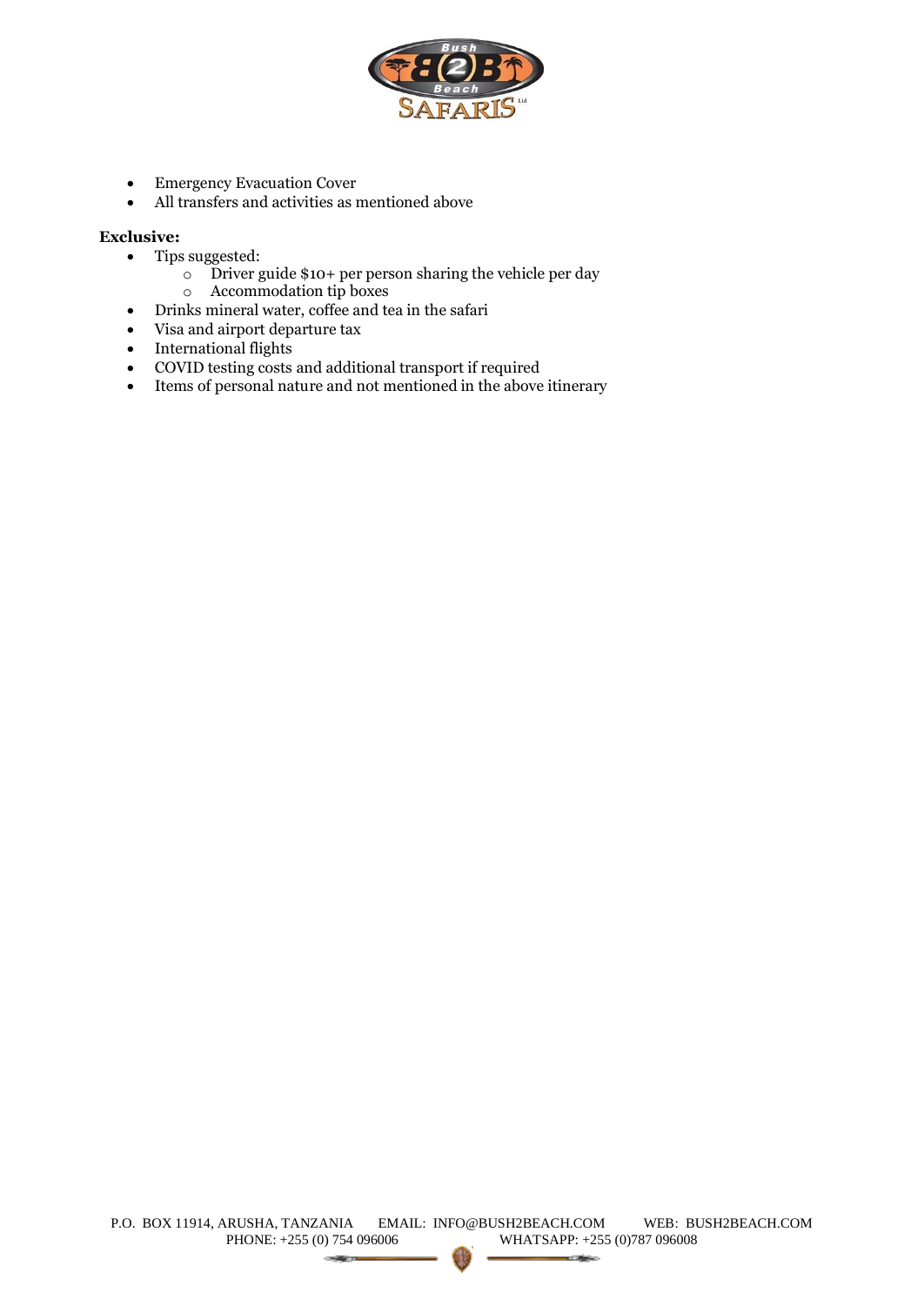- Emergency Evacuation Cover
- All transfers and activities as mentioned above

**Exclusive:**

- Tips suggested:
  - Driver guide $10+ per person sharing the vehicle per day
  - Accommodation tip boxes
- Drinks mineral water, coffee and tea in the safari
- Visa and airport departure tax
- International flights
- COVID testing costs and additional transport if required
- Items of personal nature and not mentioned in the above itinerary